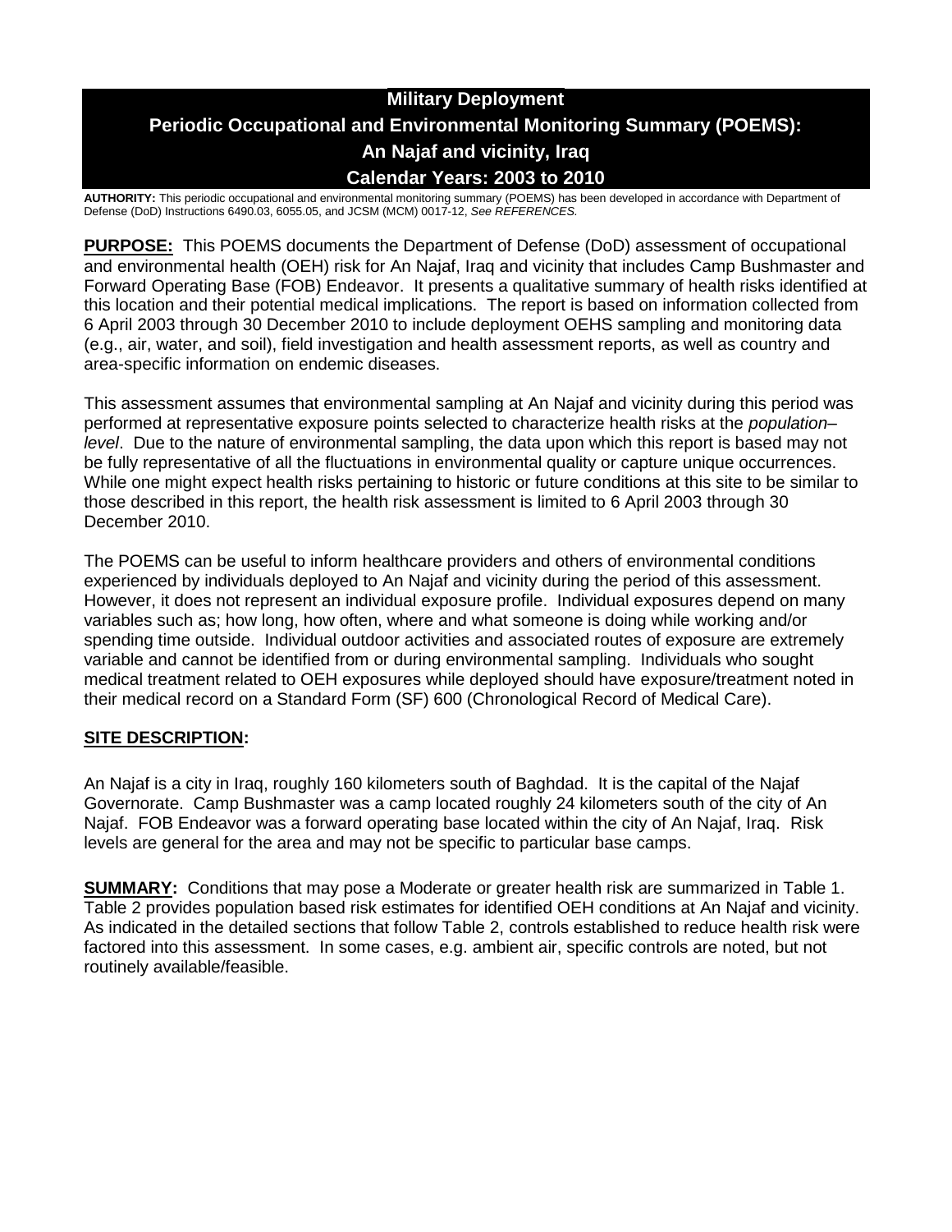# Military Deployment
# Periodic Occupational and Environmental Monitoring Summary (POEMS): An Najaf and vicinity, Iraq
# Calendar Years: 2003 to 2010

**AUTHORITY:** This periodic occupational and environmental monitoring summary (POEMS) has been developed in accordance with Department of Defense (DoD) Instructions 6490.03, 6055.05, and JCSM (MCM) 0017-12, *See REFERENCES.*

**PURPOSE:** This POEMS documents the Department of Defense (DoD) assessment of occupational and environmental health (OEH) risk for An Najaf, Iraq and vicinity that includes Camp Bushmaster and Forward Operating Base (FOB) Endeavor. It presents a qualitative summary of health risks identified at this location and their potential medical implications. The report is based on information collected from 6 April 2003 through 30 December 2010 to include deployment OEHS sampling and monitoring data (e.g., air, water, and soil), field investigation and health assessment reports, as well as country and area-specific information on endemic diseases.

This assessment assumes that environmental sampling at An Najaf and vicinity during this period was performed at representative exposure points selected to characterize health risks at the *population–level*. Due to the nature of environmental sampling, the data upon which this report is based may not be fully representative of all the fluctuations in environmental quality or capture unique occurrences. While one might expect health risks pertaining to historic or future conditions at this site to be similar to those described in this report, the health risk assessment is limited to 6 April 2003 through 30 December 2010.

The POEMS can be useful to inform healthcare providers and others of environmental conditions experienced by individuals deployed to An Najaf and vicinity during the period of this assessment. However, it does not represent an individual exposure profile. Individual exposures depend on many variables such as; how long, how often, where and what someone is doing while working and/or spending time outside. Individual outdoor activities and associated routes of exposure are extremely variable and cannot be identified from or during environmental sampling. Individuals who sought medical treatment related to OEH exposures while deployed should have exposure/treatment noted in their medical record on a Standard Form (SF) 600 (Chronological Record of Medical Care).

**SITE DESCRIPTION:**

An Najaf is a city in Iraq, roughly 160 kilometers south of Baghdad. It is the capital of the Najaf Governorate. Camp Bushmaster was a camp located roughly 24 kilometers south of the city of An Najaf. FOB Endeavor was a forward operating base located within the city of An Najaf, Iraq. Risk levels are general for the area and may not be specific to particular base camps.

**SUMMARY:** Conditions that may pose a Moderate or greater health risk are summarized in Table 1. Table 2 provides population based risk estimates for identified OEH conditions at An Najaf and vicinity. As indicated in the detailed sections that follow Table 2, controls established to reduce health risk were factored into this assessment. In some cases, e.g. ambient air, specific controls are noted, but not routinely available/feasible.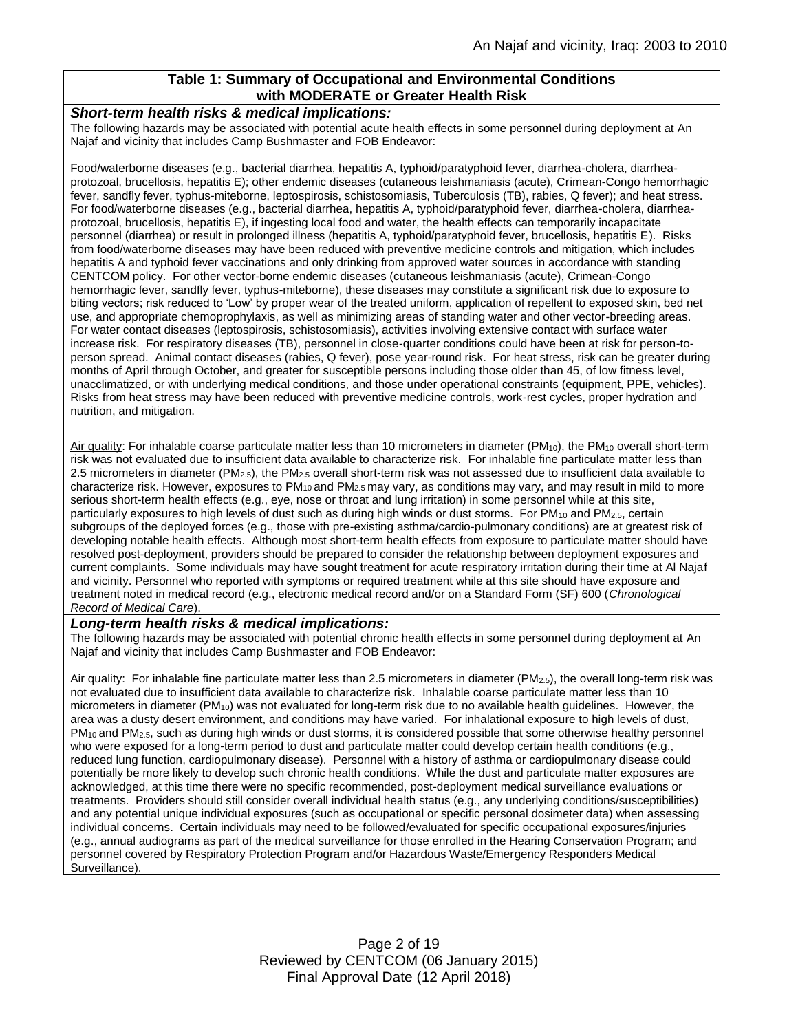## Table 1: Summary of Occupational and Environmental Conditions with MODERATE or Greater Health Risk

### *Short-term health risks & medical implications:*

The following hazards may be associated with potential acute health effects in some personnel during deployment at An Najaf and vicinity that includes Camp Bushmaster and FOB Endeavor:

Food/waterborne diseases (e.g., bacterial diarrhea, hepatitis A, typhoid/paratyphoid fever, diarrhea-cholera, diarrhea-protozoal, brucellosis, hepatitis E); other endemic diseases (cutaneous leishmaniasis (acute), Crimean-Congo hemorrhagic fever, sandfly fever, typhus-miteborne, leptospirosis, schistosomiasis, Tuberculosis (TB), rabies, Q fever); and heat stress. For food/waterborne diseases (e.g., bacterial diarrhea, hepatitis A, typhoid/paratyphoid fever, diarrhea-cholera, diarrhea-protozoal, brucellosis, hepatitis E), if ingesting local food and water, the health effects can temporarily incapacitate personnel (diarrhea) or result in prolonged illness (hepatitis A, typhoid/paratyphoid fever, brucellosis, hepatitis E). Risks from food/waterborne diseases may have been reduced with preventive medicine controls and mitigation, which includes hepatitis A and typhoid fever vaccinations and only drinking from approved water sources in accordance with standing CENTCOM policy. For other vector-borne endemic diseases (cutaneous leishmaniasis (acute), Crimean-Congo hemorrhagic fever, sandfly fever, typhus-miteborne), these diseases may constitute a significant risk due to exposure to biting vectors; risk reduced to 'Low' by proper wear of the treated uniform, application of repellent to exposed skin, bed net use, and appropriate chemoprophylaxis, as well as minimizing areas of standing water and other vector-breeding areas. For water contact diseases (leptospirosis, schistosomiasis), activities involving extensive contact with surface water increase risk. For respiratory diseases (TB), personnel in close-quarter conditions could have been at risk for person-to-person spread. Animal contact diseases (rabies, Q fever), pose year-round risk. For heat stress, risk can be greater during months of April through October, and greater for susceptible persons including those older than 45, of low fitness level, unacclimatized, or with underlying medical conditions, and those under operational constraints (equipment, PPE, vehicles). Risks from heat stress may have been reduced with preventive medicine controls, work-rest cycles, proper hydration and nutrition, and mitigation.

Air quality: For inhalable coarse particulate matter less than 10 micrometers in diameter ($PM_{10}$), the $PM_{10}$ overall short-term risk was not evaluated due to insufficient data available to characterize risk. For inhalable fine particulate matter less than 2.5 micrometers in diameter ($PM_{2.5}$), the $PM_{2.5}$ overall short-term risk was not assessed due to insufficient data available to characterize risk. However, exposures to $PM_{10}$ and $PM_{2.5}$ may vary, as conditions may vary, and may result in mild to more serious short-term health effects (e.g., eye, nose or throat and lung irritation) in some personnel while at this site, particularly exposures to high levels of dust such as during high winds or dust storms. For $PM_{10}$ and $PM_{2.5}$, certain subgroups of the deployed forces (e.g., those with pre-existing asthma/cardio-pulmonary conditions) are at greatest risk of developing notable health effects. Although most short-term health effects from exposure to particulate matter should have resolved post-deployment, providers should be prepared to consider the relationship between deployment exposures and current complaints. Some individuals may have sought treatment for acute respiratory irritation during their time at Al Najaf and vicinity. Personnel who reported with symptoms or required treatment while at this site should have exposure and treatment noted in medical record (e.g., electronic medical record and/or on a Standard Form (SF) 600 (*Chronological Record of Medical Care*).

### *Long-term health risks & medical implications:*

The following hazards may be associated with potential chronic health effects in some personnel during deployment at An Najaf and vicinity that includes Camp Bushmaster and FOB Endeavor:

Air quality: For inhalable fine particulate matter less than 2.5 micrometers in diameter ($PM_{2.5}$), the overall long-term risk was not evaluated due to insufficient data available to characterize risk. Inhalable coarse particulate matter less than 10 micrometers in diameter ($PM_{10}$) was not evaluated for long-term risk due to no available health guidelines. However, the area was a dusty desert environment, and conditions may have varied. For inhalational exposure to high levels of dust, $PM_{10}$ and $PM_{2.5}$, such as during high winds or dust storms, it is considered possible that some otherwise healthy personnel who were exposed for a long-term period to dust and particulate matter could develop certain health conditions (e.g., reduced lung function, cardiopulmonary disease). Personnel with a history of asthma or cardiopulmonary disease could potentially be more likely to develop such chronic health conditions. While the dust and particulate matter exposures are acknowledged, at this time there were no specific recommended, post-deployment medical surveillance evaluations or treatments. Providers should still consider overall individual health status (e.g., any underlying conditions/susceptibilities) and any potential unique individual exposures (such as occupational or specific personal dosimeter data) when assessing individual concerns. Certain individuals may need to be followed/evaluated for specific occupational exposures/injuries (e.g., annual audiograms as part of the medical surveillance for those enrolled in the Hearing Conservation Program; and personnel covered by Respiratory Protection Program and/or Hazardous Waste/Emergency Responders Medical Surveillance).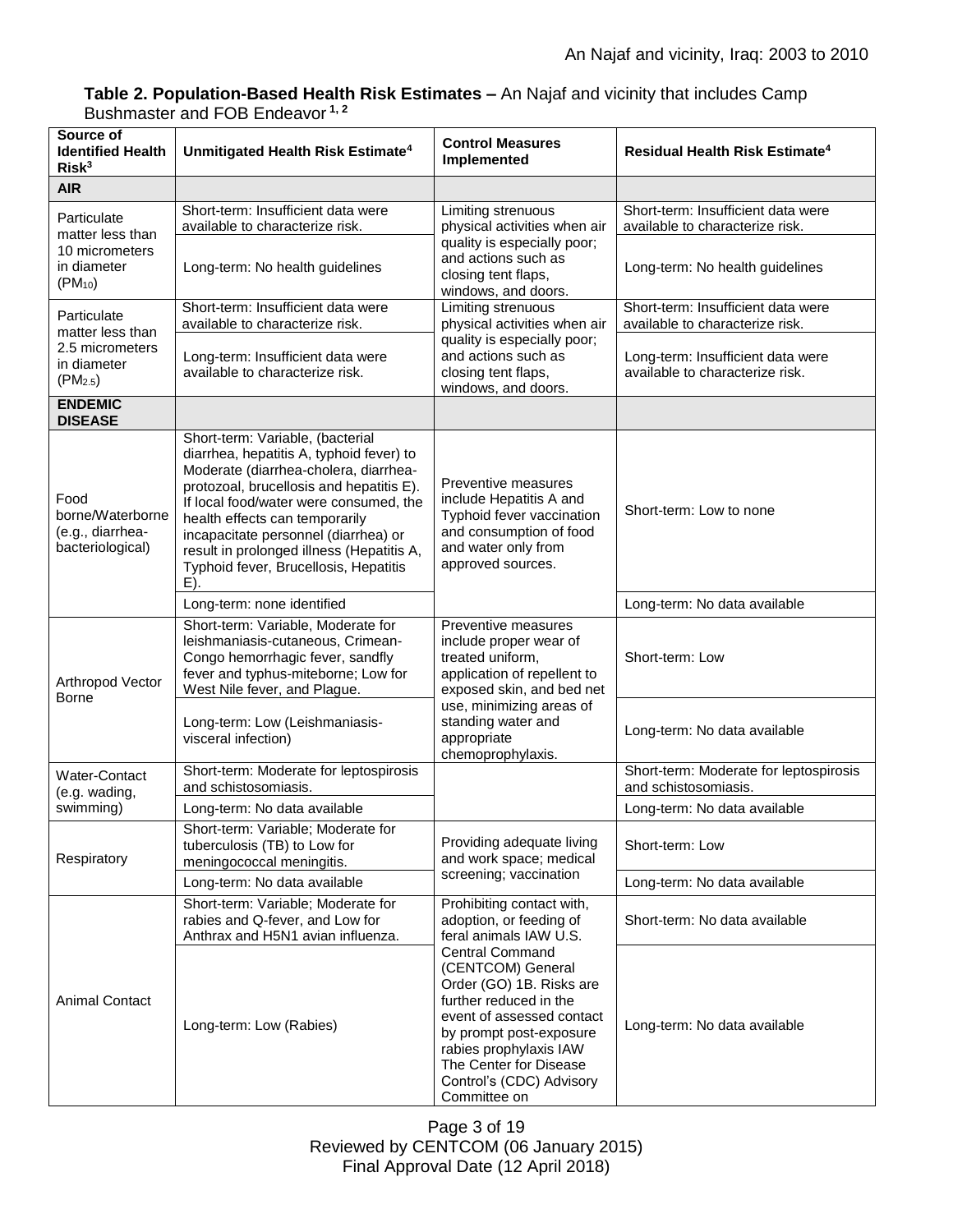**Table 2. Population-Based Health Risk Estimates –** An Najaf and vicinity that includes Camp Bushmaster and FOB Endeavor [1, 2]

| Source of Identified Health Risk[3] | Unmitigated Health Risk Estimate[4] | Control Measures Implemented | Residual Health Risk Estimate[4] |
|---|---|---|---|
| **AIR** | | | |
| Particulate matter less than 10 micrometers in diameter ($PM_{10}$) | Short-term: Insufficient data were available to characterize risk. | Limiting strenuous physical activities when air quality is especially poor; and actions such as closing tent flaps, windows, and doors. | Short-term: Insufficient data were available to characterize risk. |
| | Long-term: No health guidelines | | Long-term: No health guidelines |
| Particulate matter less than 2.5 micrometers in diameter ($PM_{2.5}$) | Short-term: Insufficient data were available to characterize risk. | Limiting strenuous physical activities when air quality is especially poor; and actions such as closing tent flaps, windows, and doors. | Short-term: Insufficient data were available to characterize risk. |
| | Long-term: Insufficient data were available to characterize risk. | | Long-term: Insufficient data were available to characterize risk. |
| **ENDEMIC DISEASE** | | | |
| Food borne/Waterborne (e.g., diarrhea-bacteriological) | Short-term: Variable, (bacterial diarrhea, hepatitis A, typhoid fever) to Moderate (diarrhea-cholera, diarrhea-protozoal, brucellosis and hepatitis E). If local food/water were consumed, the health effects can temporarily incapacitate personnel (diarrhea) or result in prolonged illness (Hepatitis A, Typhoid fever, Brucellosis, Hepatitis E). | Preventive measures include Hepatitis A and Typhoid fever vaccination and consumption of food and water only from approved sources. | Short-term: Low to none |
| | Long-term: none identified | | Long-term: No data available |
| Arthropod Vector Borne | Short-term: Variable, Moderate for leishmaniasis-cutaneous, Crimean-Congo hemorrhagic fever, sandfly fever and typhus-miteborne; Low for West Nile fever, and Plague. | Preventive measures include proper wear of treated uniform, application of repellent to exposed skin, and bed net use, minimizing areas of standing water and appropriate chemoprophylaxis. | Short-term: Low |
| | Long-term: Low (Leishmaniasis-visceral infection) | | Long-term: No data available |
| Water-Contact (e.g. wading, swimming) | Short-term: Moderate for leptospirosis and schistosomiasis. | | Short-term: Moderate for leptospirosis and schistosomiasis. |
| | Long-term: No data available | | Long-term: No data available |
| Respiratory | Short-term: Variable; Moderate for tuberculosis (TB) to Low for meningococcal meningitis. | Providing adequate living and work space; medical screening; vaccination | Short-term: Low |
| | Long-term: No data available | | Long-term: No data available |
| Animal Contact | Short-term: Variable; Moderate for rabies and Q-fever, and Low for Anthrax and H5N1 avian influenza. | Prohibiting contact with, adoption, or feeding of feral animals IAW U.S. Central Command (CENTCOM) General Order (GO) 1B. Risks are further reduced in the event of assessed contact by prompt post-exposure rabies prophylaxis IAW The Center for Disease Control's (CDC) Advisory Committee on | Short-term: No data available |
| | Long-term: Low (Rabies) | | Long-term: No data available |

Reviewed by CENTCOM (06 January 2015)
Final Approval Date (12 April 2018)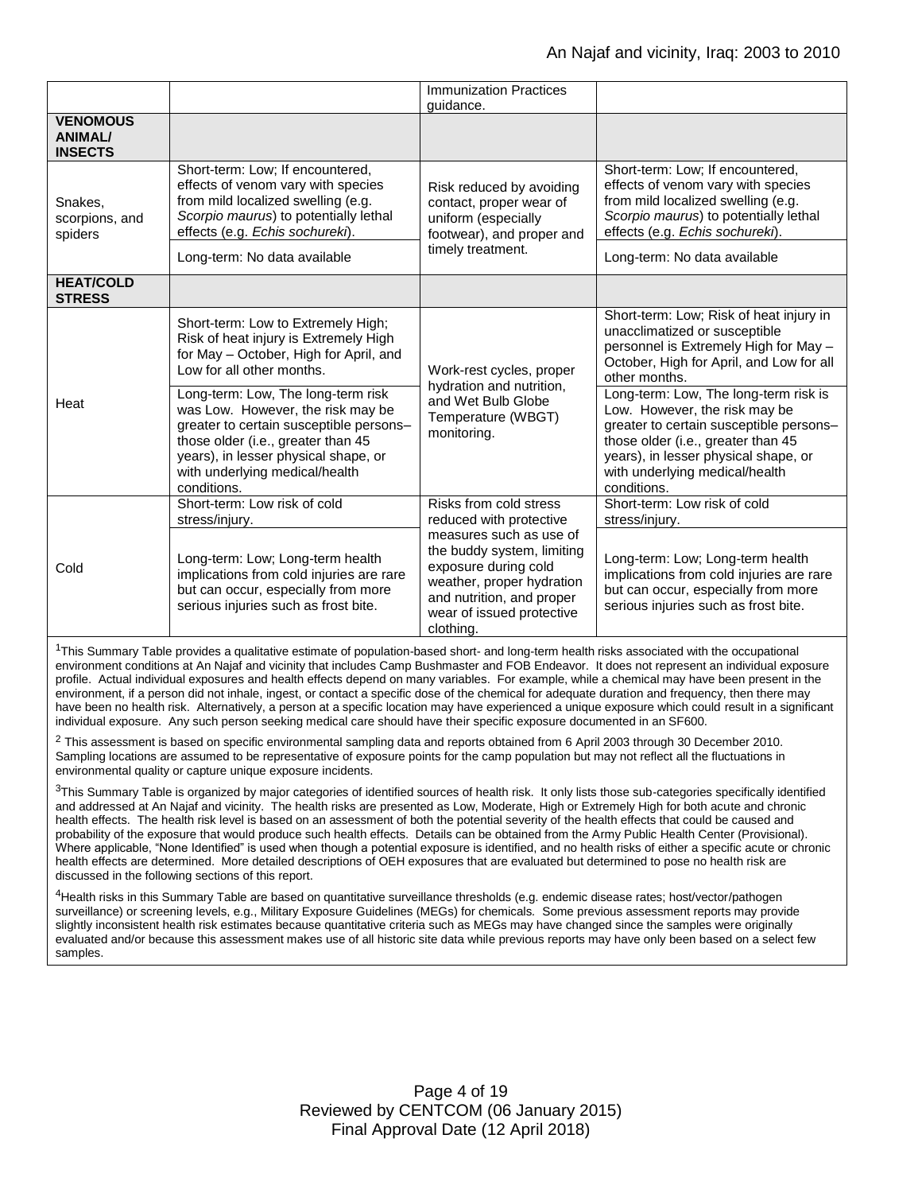| | | | |
|---|---|---|---|
| | | Immunization Practices guidance. | |
| **VENOMOUS ANIMAL/ INSECTS** | | | |
| Snakes, scorpions, and spiders | Short-term: Low; If encountered, effects of venom vary with species from mild localized swelling (e.g. *Scorpio maurus*) to potentially lethal effects (e.g. *Echis sochureki*). | Risk reduced by avoiding contact, proper wear of uniform (especially footwear), and proper and timely treatment. | Short-term: Low; If encountered, effects of venom vary with species from mild localized swelling (e.g. *Scorpio maurus*) to potentially lethal effects (e.g. *Echis sochureki*). |
| | Long-term: No data available | | Long-term: No data available |
| **HEAT/COLD STRESS** | | | |
| Heat | Short-term: Low to Extremely High; Risk of heat injury is Extremely High for May – October, High for April, and Low for all other months. | Work-rest cycles, proper hydration and nutrition, and Wet Bulb Globe Temperature (WBGT) monitoring. | Short-term: Low; Risk of heat injury in unacclimatized or susceptible personnel is Extremely High for May – October, High for April, and Low for all other months. |
| | Long-term: Low, The long-term risk was Low. However, the risk may be greater to certain susceptible persons– those older (i.e., greater than 45 years), in lesser physical shape, or with underlying medical/health conditions. | | Long-term: Low, The long-term risk is Low. However, the risk may be greater to certain susceptible persons– those older (i.e., greater than 45 years), in lesser physical shape, or with underlying medical/health conditions. |
| Cold | Short-term: Low risk of cold stress/injury. | Risks from cold stress reduced with protective measures such as use of the buddy system, limiting exposure during cold weather, proper hydration and nutrition, and proper wear of issued protective clothing. | Short-term: Low risk of cold stress/injury. |
| | Long-term: Low; Long-term health implications from cold injuries are rare but can occur, especially from more serious injuries such as frost bite. | | Long-term: Low; Long-term health implications from cold injuries are rare but can occur, especially from more serious injuries such as frost bite. |

[1]This Summary Table provides a qualitative estimate of population-based short- and long-term health risks associated with the occupational environment conditions at An Najaf and vicinity that includes Camp Bushmaster and FOB Endeavor. It does not represent an individual exposure profile. Actual individual exposures and health effects depend on many variables. For example, while a chemical may have been present in the environment, if a person did not inhale, ingest, or contact a specific dose of the chemical for adequate duration and frequency, then there may have been no health risk. Alternatively, a person at a specific location may have experienced a unique exposure which could result in a significant individual exposure. Any such person seeking medical care should have their specific exposure documented in an SF600.

[2] This assessment is based on specific environmental sampling data and reports obtained from 6 April 2003 through 30 December 2010. Sampling locations are assumed to be representative of exposure points for the camp population but may not reflect all the fluctuations in environmental quality or capture unique exposure incidents.

[3]This Summary Table is organized by major categories of identified sources of health risk. It only lists those sub-categories specifically identified and addressed at An Najaf and vicinity. The health risks are presented as Low, Moderate, High or Extremely High for both acute and chronic health effects. The health risk level is based on an assessment of both the potential severity of the health effects that could be caused and probability of the exposure that would produce such health effects. Details can be obtained from the Army Public Health Center (Provisional). Where applicable, "None Identified" is used when though a potential exposure is identified, and no health risks of either a specific acute or chronic health effects are determined. More detailed descriptions of OEH exposures that are evaluated but determined to pose no health risk are discussed in the following sections of this report.

[4]Health risks in this Summary Table are based on quantitative surveillance thresholds (e.g. endemic disease rates; host/vector/pathogen surveillance) or screening levels, e.g., Military Exposure Guidelines (MEGs) for chemicals. Some previous assessment reports may provide slightly inconsistent health risk estimates because quantitative criteria such as MEGs may have changed since the samples were originally evaluated and/or because this assessment makes use of all historic site data while previous reports may have only been based on a select few samples.

Reviewed by CENTCOM (06 January 2015)
Final Approval Date (12 April 2018)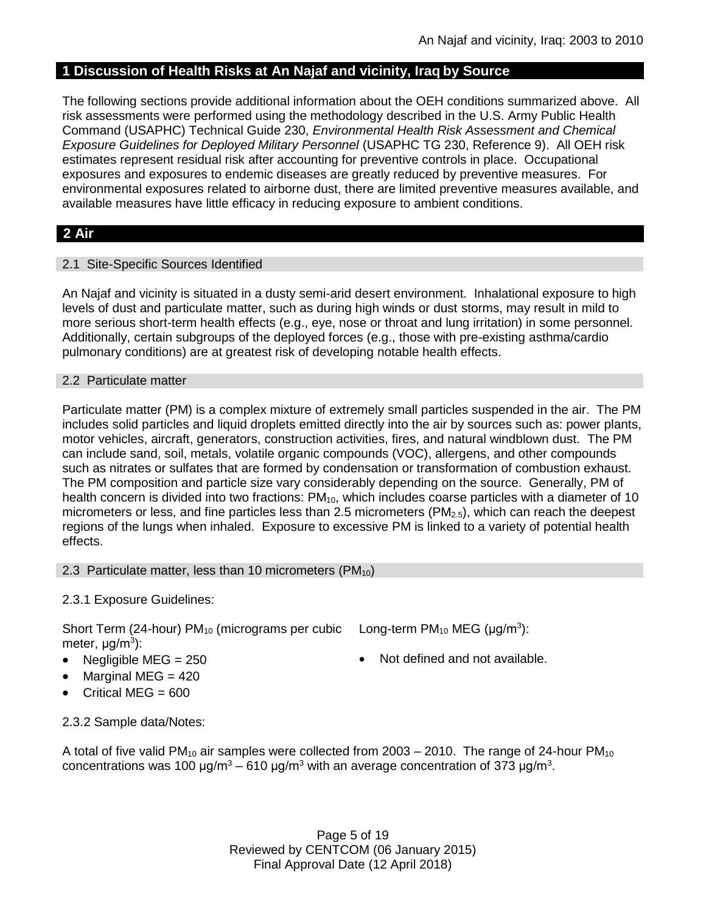## 1 Discussion of Health Risks at An Najaf and vicinity, Iraq by Source

The following sections provide additional information about the OEH conditions summarized above. All risk assessments were performed using the methodology described in the U.S. Army Public Health Command (USAPHC) Technical Guide 230, *Environmental Health Risk Assessment and Chemical Exposure Guidelines for Deployed Military Personnel* (USAPHC TG 230, Reference 9). All OEH risk estimates represent residual risk after accounting for preventive controls in place. Occupational exposures and exposures to endemic diseases are greatly reduced by preventive measures. For environmental exposures related to airborne dust, there are limited preventive measures available, and available measures have little efficacy in reducing exposure to ambient conditions.

## 2 Air

### 2.1 Site-Specific Sources Identified

An Najaf and vicinity is situated in a dusty semi-arid desert environment. Inhalational exposure to high levels of dust and particulate matter, such as during high winds or dust storms, may result in mild to more serious short-term health effects (e.g., eye, nose or throat and lung irritation) in some personnel. Additionally, certain subgroups of the deployed forces (e.g., those with pre-existing asthma/cardio pulmonary conditions) are at greatest risk of developing notable health effects.

### 2.2 Particulate matter

Particulate matter (PM) is a complex mixture of extremely small particles suspended in the air. The PM includes solid particles and liquid droplets emitted directly into the air by sources such as: power plants, motor vehicles, aircraft, generators, construction activities, fires, and natural windblown dust. The PM can include sand, soil, metals, volatile organic compounds (VOC), allergens, and other compounds such as nitrates or sulfates that are formed by condensation or transformation of combustion exhaust. The PM composition and particle size vary considerably depending on the source. Generally, PM of health concern is divided into two fractions: $PM_{10}$, which includes coarse particles with a diameter of 10 micrometers or less, and fine particles less than 2.5 micrometers ($PM_{2.5}$), which can reach the deepest regions of the lungs when inhaled. Exposure to excessive PM is linked to a variety of potential health effects.

### 2.3 Particulate matter, less than 10 micrometers ($PM_{10}$)

2.3.1 Exposure Guidelines:

Short Term (24-hour) $PM_{10}$ (micrograms per cubic meter, $\mu g/m^3$):

- Negligible MEG = 250
- Marginal MEG = 420
- Critical MEG = 600

Long-term $PM_{10}$ MEG ($\mu g/m^3$):

- Not defined and not available.

2.3.2 Sample data/Notes:

A total of five valid $PM_{10}$ air samples were collected from 2003 – 2010. The range of 24-hour $PM_{10}$ concentrations was 100 $\mu g/m^3$ – 610 $\mu g/m^3$ with an average concentration of 373 $\mu g/m^3$.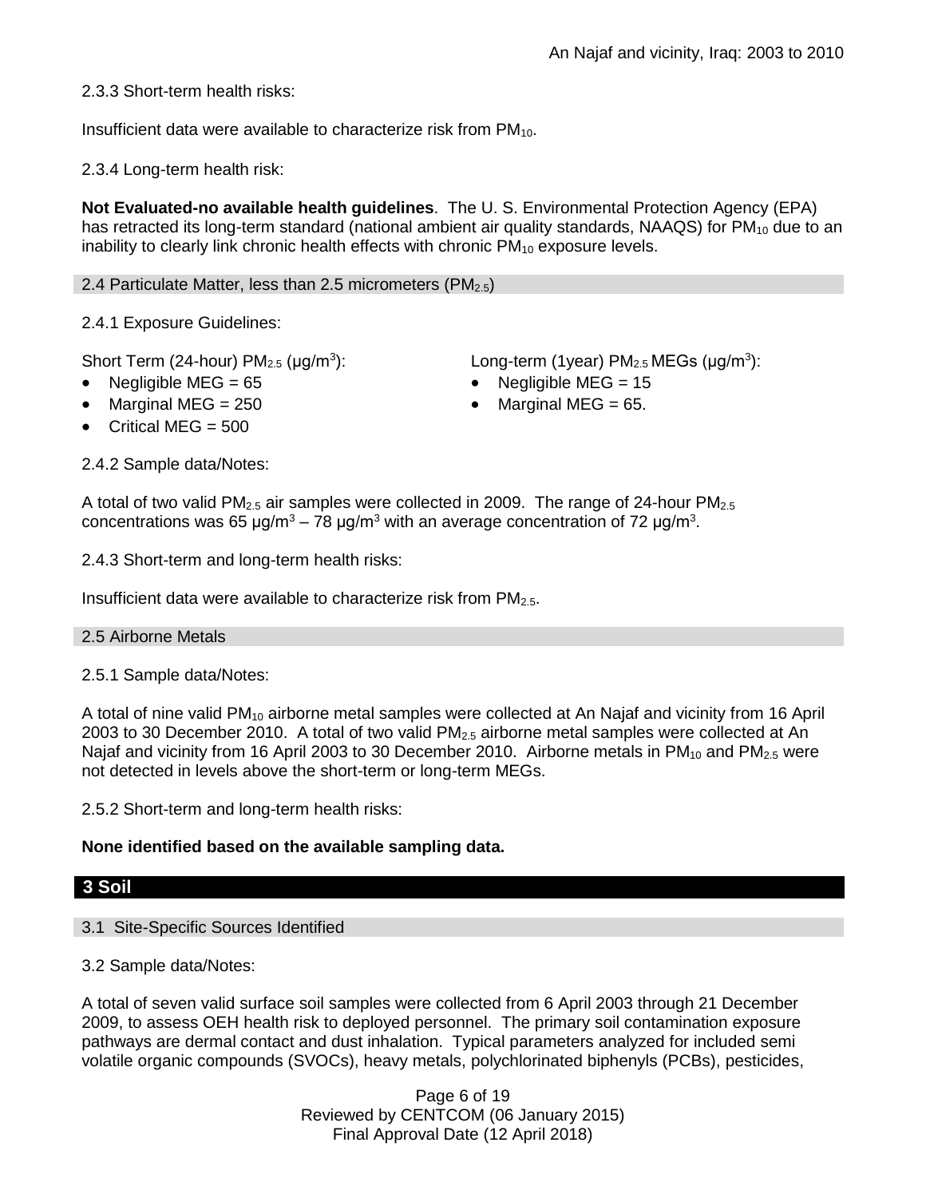2.3.3 Short-term health risks:

Insufficient data were available to characterize risk from $PM_{10}$.

2.3.4 Long-term health risk:

**Not Evaluated-no available health guidelines**. The U. S. Environmental Protection Agency (EPA) has retracted its long-term standard (national ambient air quality standards, NAAQS) for $PM_{10}$ due to an inability to clearly link chronic health effects with chronic $PM_{10}$ exposure levels.

## 2.4 Particulate Matter, less than 2.5 micrometers ($PM_{2.5}$)

2.4.1 Exposure Guidelines:

Short Term (24-hour) $PM_{2.5}$ (µg/m$^3$):

- Negligible MEG = 65
- Marginal MEG = 250
- Critical MEG = 500

Long-term (1year) $PM_{2.5}$ MEGs (µg/m$^3$):

- Negligible MEG = 15
- Marginal MEG = 65.

2.4.2 Sample data/Notes:

A total of two valid $PM_{2.5}$ air samples were collected in 2009. The range of 24-hour $PM_{2.5}$ concentrations was 65 µg/m$^3$ – 78 µg/m$^3$ with an average concentration of 72 µg/m$^3$.

2.4.3 Short-term and long-term health risks:

Insufficient data were available to characterize risk from $PM_{2.5}$.

## 2.5 Airborne Metals

2.5.1 Sample data/Notes:

A total of nine valid $PM_{10}$ airborne metal samples were collected at An Najaf and vicinity from 16 April 2003 to 30 December 2010. A total of two valid $PM_{2.5}$ airborne metal samples were collected at An Najaf and vicinity from 16 April 2003 to 30 December 2010. Airborne metals in $PM_{10}$ and $PM_{2.5}$ were not detected in levels above the short-term or long-term MEGs.

2.5.2 Short-term and long-term health risks:

**None identified based on the available sampling data.**

# 3 Soil

## 3.1 Site-Specific Sources Identified

3.2 Sample data/Notes:

A total of seven valid surface soil samples were collected from 6 April 2003 through 21 December 2009, to assess OEH health risk to deployed personnel. The primary soil contamination exposure pathways are dermal contact and dust inhalation. Typical parameters analyzed for included semi volatile organic compounds (SVOCs), heavy metals, polychlorinated biphenyls (PCBs), pesticides,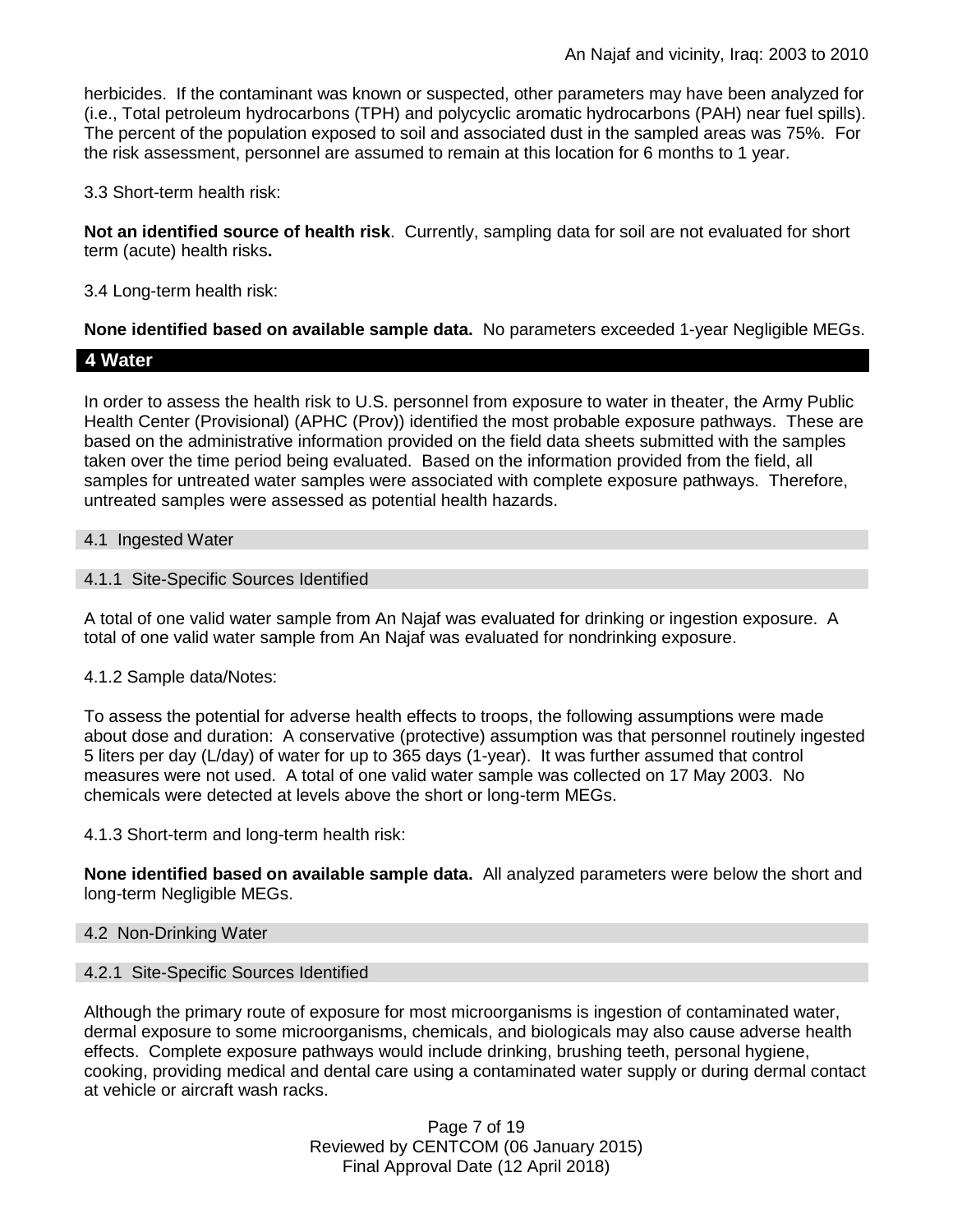herbicides. If the contaminant was known or suspected, other parameters may have been analyzed for (i.e., Total petroleum hydrocarbons (TPH) and polycyclic aromatic hydrocarbons (PAH) near fuel spills). The percent of the population exposed to soil and associated dust in the sampled areas was 75%. For the risk assessment, personnel are assumed to remain at this location for 6 months to 1 year.

3.3 Short-term health risk:

**Not an identified source of health risk**. Currently, sampling data for soil are not evaluated for short term (acute) health risks**.**

3.4 Long-term health risk:

**None identified based on available sample data.** No parameters exceeded 1-year Negligible MEGs.

## 4 Water

In order to assess the health risk to U.S. personnel from exposure to water in theater, the Army Public Health Center (Provisional) (APHC (Prov)) identified the most probable exposure pathways. These are based on the administrative information provided on the field data sheets submitted with the samples taken over the time period being evaluated. Based on the information provided from the field, all samples for untreated water samples were associated with complete exposure pathways. Therefore, untreated samples were assessed as potential health hazards.

### 4.1 Ingested Water

#### 4.1.1 Site-Specific Sources Identified

A total of one valid water sample from An Najaf was evaluated for drinking or ingestion exposure. A total of one valid water sample from An Najaf was evaluated for nondrinking exposure.

4.1.2 Sample data/Notes:

To assess the potential for adverse health effects to troops, the following assumptions were made about dose and duration: A conservative (protective) assumption was that personnel routinely ingested 5 liters per day (L/day) of water for up to 365 days (1-year). It was further assumed that control measures were not used. A total of one valid water sample was collected on 17 May 2003. No chemicals were detected at levels above the short or long-term MEGs.

4.1.3 Short-term and long-term health risk:

**None identified based on available sample data.** All analyzed parameters were below the short and long-term Negligible MEGs.

### 4.2 Non-Drinking Water

#### 4.2.1 Site-Specific Sources Identified

Although the primary route of exposure for most microorganisms is ingestion of contaminated water, dermal exposure to some microorganisms, chemicals, and biologicals may also cause adverse health effects. Complete exposure pathways would include drinking, brushing teeth, personal hygiene, cooking, providing medical and dental care using a contaminated water supply or during dermal contact at vehicle or aircraft wash racks.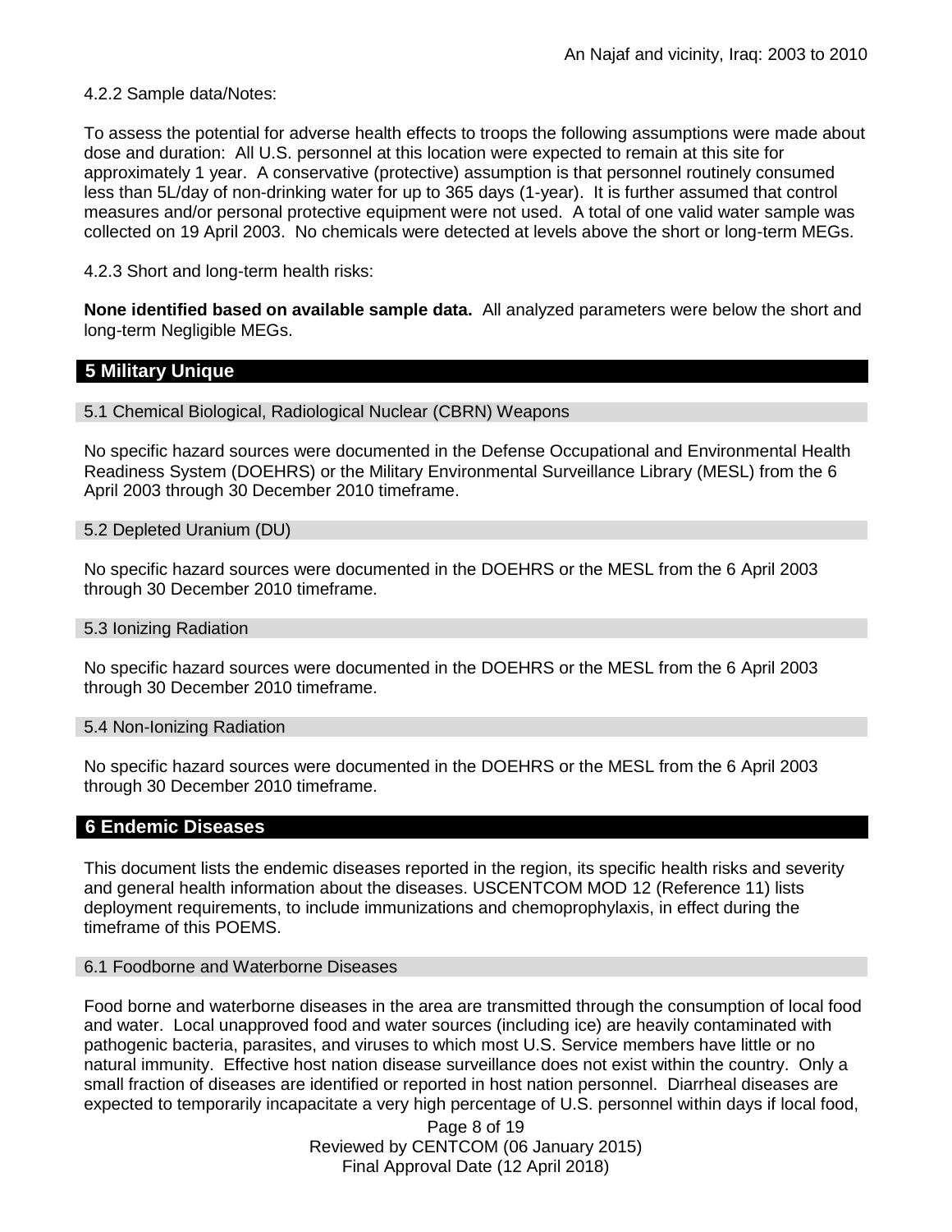4.2.2 Sample data/Notes:

To assess the potential for adverse health effects to troops the following assumptions were made about dose and duration: All U.S. personnel at this location were expected to remain at this site for approximately 1 year. A conservative (protective) assumption is that personnel routinely consumed less than 5L/day of non-drinking water for up to 365 days (1-year). It is further assumed that control measures and/or personal protective equipment were not used. A total of one valid water sample was collected on 19 April 2003. No chemicals were detected at levels above the short or long-term MEGs.

4.2.3 Short and long-term health risks:

**None identified based on available sample data.** All analyzed parameters were below the short and long-term Negligible MEGs.

## 5 Military Unique

### 5.1 Chemical Biological, Radiological Nuclear (CBRN) Weapons

No specific hazard sources were documented in the Defense Occupational and Environmental Health Readiness System (DOEHRS) or the Military Environmental Surveillance Library (MESL) from the 6 April 2003 through 30 December 2010 timeframe.

### 5.2 Depleted Uranium (DU)

No specific hazard sources were documented in the DOEHRS or the MESL from the 6 April 2003 through 30 December 2010 timeframe.

### 5.3 Ionizing Radiation

No specific hazard sources were documented in the DOEHRS or the MESL from the 6 April 2003 through 30 December 2010 timeframe.

### 5.4 Non-Ionizing Radiation

No specific hazard sources were documented in the DOEHRS or the MESL from the 6 April 2003 through 30 December 2010 timeframe.

## 6 Endemic Diseases

This document lists the endemic diseases reported in the region, its specific health risks and severity and general health information about the diseases. USCENTCOM MOD 12 (Reference 11) lists deployment requirements, to include immunizations and chemoprophylaxis, in effect during the timeframe of this POEMS.

### 6.1 Foodborne and Waterborne Diseases

Food borne and waterborne diseases in the area are transmitted through the consumption of local food and water. Local unapproved food and water sources (including ice) are heavily contaminated with pathogenic bacteria, parasites, and viruses to which most U.S. Service members have little or no natural immunity. Effective host nation disease surveillance does not exist within the country. Only a small fraction of diseases are identified or reported in host nation personnel. Diarrheal diseases are expected to temporarily incapacitate a very high percentage of U.S. personnel within days if local food,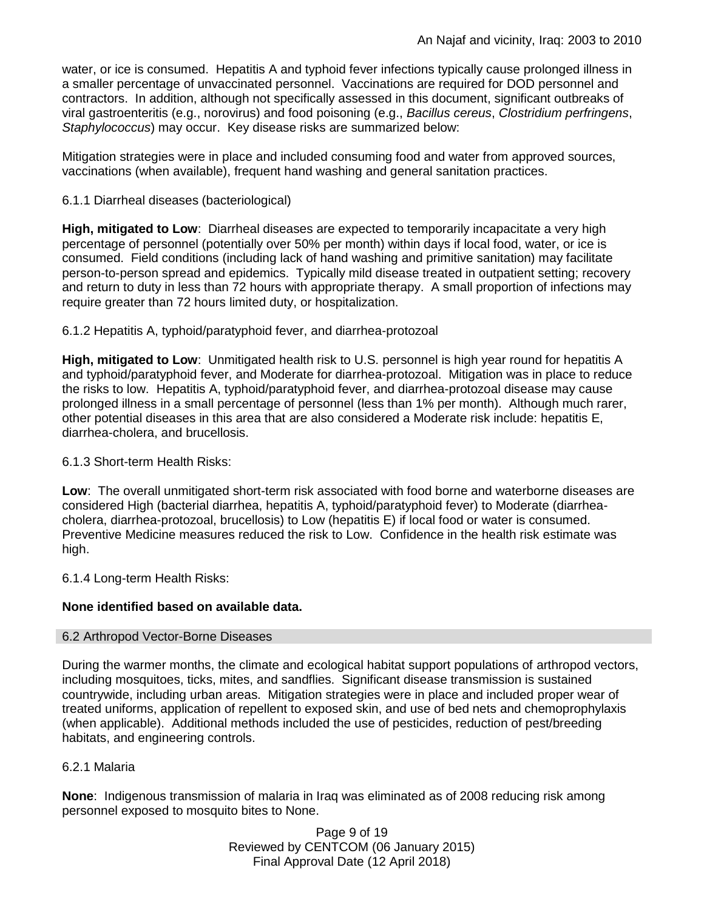water, or ice is consumed. Hepatitis A and typhoid fever infections typically cause prolonged illness in a smaller percentage of unvaccinated personnel. Vaccinations are required for DOD personnel and contractors. In addition, although not specifically assessed in this document, significant outbreaks of viral gastroenteritis (e.g., norovirus) and food poisoning (e.g., *Bacillus cereus*, *Clostridium perfringens*, *Staphylococcus*) may occur. Key disease risks are summarized below:

Mitigation strategies were in place and included consuming food and water from approved sources, vaccinations (when available), frequent hand washing and general sanitation practices.

6.1.1 Diarrheal diseases (bacteriological)

**High, mitigated to Low**: Diarrheal diseases are expected to temporarily incapacitate a very high percentage of personnel (potentially over 50% per month) within days if local food, water, or ice is consumed. Field conditions (including lack of hand washing and primitive sanitation) may facilitate person-to-person spread and epidemics. Typically mild disease treated in outpatient setting; recovery and return to duty in less than 72 hours with appropriate therapy. A small proportion of infections may require greater than 72 hours limited duty, or hospitalization.

6.1.2 Hepatitis A, typhoid/paratyphoid fever, and diarrhea-protozoal

**High, mitigated to Low**: Unmitigated health risk to U.S. personnel is high year round for hepatitis A and typhoid/paratyphoid fever, and Moderate for diarrhea-protozoal. Mitigation was in place to reduce the risks to low. Hepatitis A, typhoid/paratyphoid fever, and diarrhea-protozoal disease may cause prolonged illness in a small percentage of personnel (less than 1% per month). Although much rarer, other potential diseases in this area that are also considered a Moderate risk include: hepatitis E, diarrhea-cholera, and brucellosis.

6.1.3 Short-term Health Risks:

**Low**: The overall unmitigated short-term risk associated with food borne and waterborne diseases are considered High (bacterial diarrhea, hepatitis A, typhoid/paratyphoid fever) to Moderate (diarrhea-cholera, diarrhea-protozoal, brucellosis) to Low (hepatitis E) if local food or water is consumed. Preventive Medicine measures reduced the risk to Low. Confidence in the health risk estimate was high.

6.1.4 Long-term Health Risks:

**None identified based on available data.**

## 6.2 Arthropod Vector-Borne Diseases

During the warmer months, the climate and ecological habitat support populations of arthropod vectors, including mosquitoes, ticks, mites, and sandflies. Significant disease transmission is sustained countrywide, including urban areas. Mitigation strategies were in place and included proper wear of treated uniforms, application of repellent to exposed skin, and use of bed nets and chemoprophylaxis (when applicable). Additional methods included the use of pesticides, reduction of pest/breeding habitats, and engineering controls.

6.2.1 Malaria

**None**: Indigenous transmission of malaria in Iraq was eliminated as of 2008 reducing risk among personnel exposed to mosquito bites to None.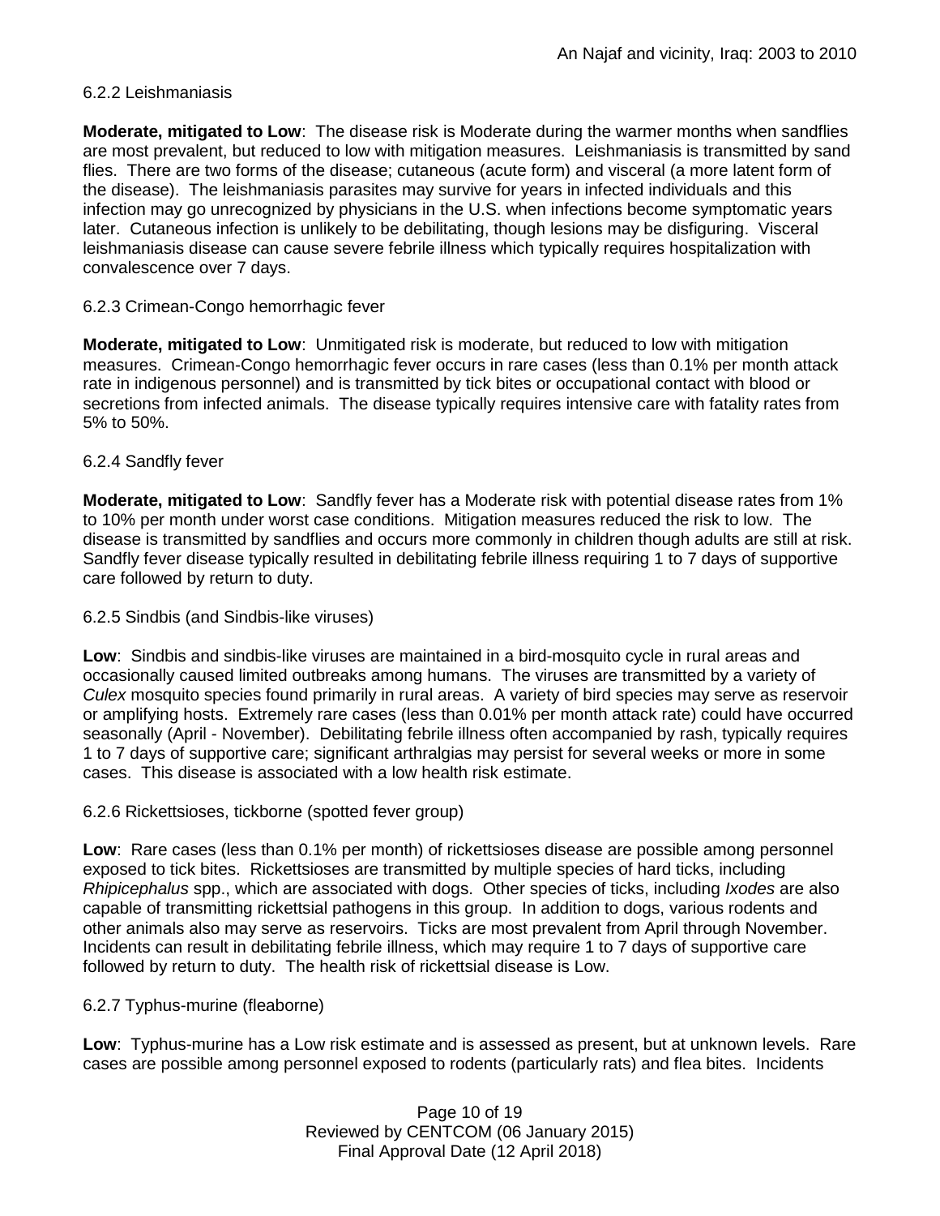6.2.2 Leishmaniasis

**Moderate, mitigated to Low**: The disease risk is Moderate during the warmer months when sandflies are most prevalent, but reduced to low with mitigation measures. Leishmaniasis is transmitted by sand flies. There are two forms of the disease; cutaneous (acute form) and visceral (a more latent form of the disease). The leishmaniasis parasites may survive for years in infected individuals and this infection may go unrecognized by physicians in the U.S. when infections become symptomatic years later. Cutaneous infection is unlikely to be debilitating, though lesions may be disfiguring. Visceral leishmaniasis disease can cause severe febrile illness which typically requires hospitalization with convalescence over 7 days.

6.2.3 Crimean-Congo hemorrhagic fever

**Moderate, mitigated to Low**: Unmitigated risk is moderate, but reduced to low with mitigation measures. Crimean-Congo hemorrhagic fever occurs in rare cases (less than 0.1% per month attack rate in indigenous personnel) and is transmitted by tick bites or occupational contact with blood or secretions from infected animals. The disease typically requires intensive care with fatality rates from 5% to 50%.

6.2.4 Sandfly fever

**Moderate, mitigated to Low**: Sandfly fever has a Moderate risk with potential disease rates from 1% to 10% per month under worst case conditions. Mitigation measures reduced the risk to low. The disease is transmitted by sandflies and occurs more commonly in children though adults are still at risk. Sandfly fever disease typically resulted in debilitating febrile illness requiring 1 to 7 days of supportive care followed by return to duty.

6.2.5 Sindbis (and Sindbis-like viruses)

**Low**: Sindbis and sindbis-like viruses are maintained in a bird-mosquito cycle in rural areas and occasionally caused limited outbreaks among humans. The viruses are transmitted by a variety of *Culex* mosquito species found primarily in rural areas. A variety of bird species may serve as reservoir or amplifying hosts. Extremely rare cases (less than 0.01% per month attack rate) could have occurred seasonally (April - November). Debilitating febrile illness often accompanied by rash, typically requires 1 to 7 days of supportive care; significant arthralgias may persist for several weeks or more in some cases. This disease is associated with a low health risk estimate.

6.2.6 Rickettsioses, tickborne (spotted fever group)

**Low**: Rare cases (less than 0.1% per month) of rickettsioses disease are possible among personnel exposed to tick bites. Rickettsioses are transmitted by multiple species of hard ticks, including *Rhipicephalus* spp., which are associated with dogs. Other species of ticks, including *Ixodes* are also capable of transmitting rickettsial pathogens in this group. In addition to dogs, various rodents and other animals also may serve as reservoirs. Ticks are most prevalent from April through November. Incidents can result in debilitating febrile illness, which may require 1 to 7 days of supportive care followed by return to duty. The health risk of rickettsial disease is Low.

6.2.7 Typhus-murine (fleaborne)

**Low**: Typhus-murine has a Low risk estimate and is assessed as present, but at unknown levels. Rare cases are possible among personnel exposed to rodents (particularly rats) and flea bites. Incidents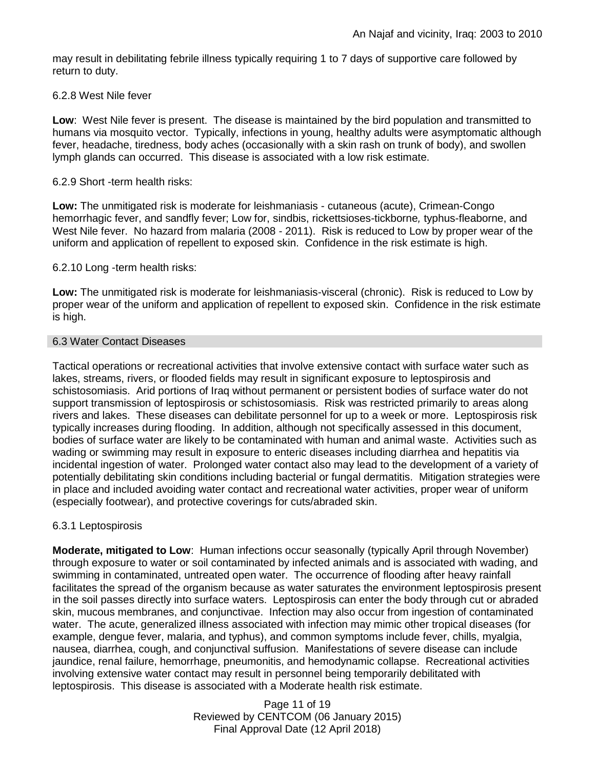may result in debilitating febrile illness typically requiring 1 to 7 days of supportive care followed by return to duty.

6.2.8 West Nile fever

**Low**: West Nile fever is present. The disease is maintained by the bird population and transmitted to humans via mosquito vector. Typically, infections in young, healthy adults were asymptomatic although fever, headache, tiredness, body aches (occasionally with a skin rash on trunk of body), and swollen lymph glands can occurred. This disease is associated with a low risk estimate.

6.2.9 Short -term health risks:

**Low:** The unmitigated risk is moderate for leishmaniasis - cutaneous (acute), Crimean-Congo hemorrhagic fever, and sandfly fever; Low for, sindbis, rickettsioses-tickborne, typhus-fleaborne, and West Nile fever. No hazard from malaria (2008 - 2011). Risk is reduced to Low by proper wear of the uniform and application of repellent to exposed skin. Confidence in the risk estimate is high.

6.2.10 Long -term health risks:

**Low:** The unmitigated risk is moderate for leishmaniasis-visceral (chronic). Risk is reduced to Low by proper wear of the uniform and application of repellent to exposed skin. Confidence in the risk estimate is high.

## 6.3 Water Contact Diseases

Tactical operations or recreational activities that involve extensive contact with surface water such as lakes, streams, rivers, or flooded fields may result in significant exposure to leptospirosis and schistosomiasis. Arid portions of Iraq without permanent or persistent bodies of surface water do not support transmission of leptospirosis or schistosomiasis. Risk was restricted primarily to areas along rivers and lakes. These diseases can debilitate personnel for up to a week or more. Leptospirosis risk typically increases during flooding. In addition, although not specifically assessed in this document, bodies of surface water are likely to be contaminated with human and animal waste. Activities such as wading or swimming may result in exposure to enteric diseases including diarrhea and hepatitis via incidental ingestion of water. Prolonged water contact also may lead to the development of a variety of potentially debilitating skin conditions including bacterial or fungal dermatitis. Mitigation strategies were in place and included avoiding water contact and recreational water activities, proper wear of uniform (especially footwear), and protective coverings for cuts/abraded skin.

6.3.1 Leptospirosis

**Moderate, mitigated to Low**: Human infections occur seasonally (typically April through November) through exposure to water or soil contaminated by infected animals and is associated with wading, and swimming in contaminated, untreated open water. The occurrence of flooding after heavy rainfall facilitates the spread of the organism because as water saturates the environment leptospirosis present in the soil passes directly into surface waters. Leptospirosis can enter the body through cut or abraded skin, mucous membranes, and conjunctivae. Infection may also occur from ingestion of contaminated water. The acute, generalized illness associated with infection may mimic other tropical diseases (for example, dengue fever, malaria, and typhus), and common symptoms include fever, chills, myalgia, nausea, diarrhea, cough, and conjunctival suffusion. Manifestations of severe disease can include jaundice, renal failure, hemorrhage, pneumonitis, and hemodynamic collapse. Recreational activities involving extensive water contact may result in personnel being temporarily debilitated with leptospirosis. This disease is associated with a Moderate health risk estimate.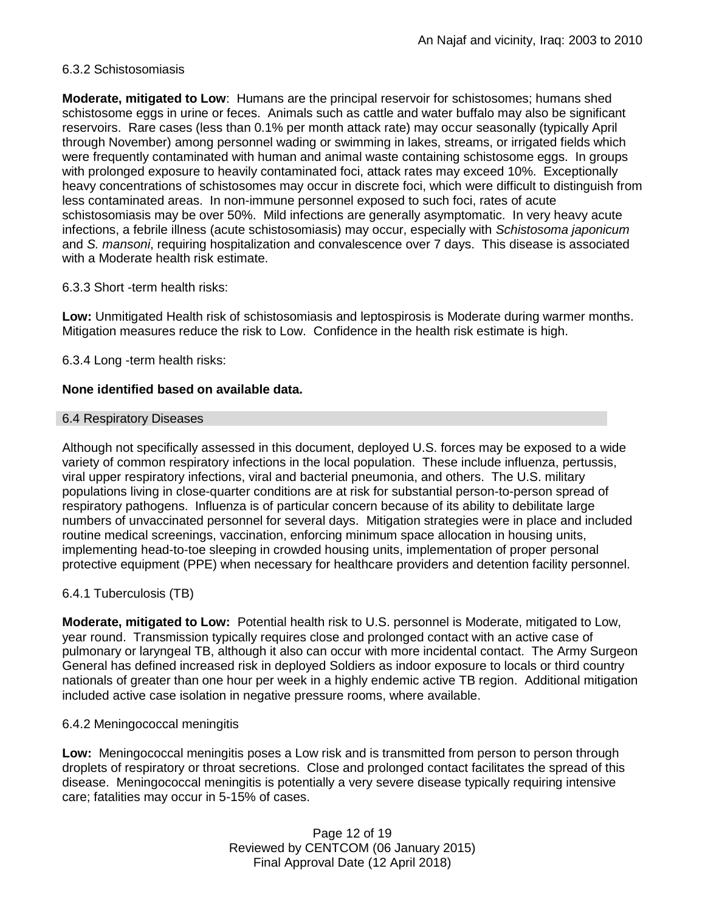### 6.3.2 Schistosomiasis

**Moderate, mitigated to Low**: Humans are the principal reservoir for schistosomes; humans shed schistosome eggs in urine or feces. Animals such as cattle and water buffalo may also be significant reservoirs. Rare cases (less than 0.1% per month attack rate) may occur seasonally (typically April through November) among personnel wading or swimming in lakes, streams, or irrigated fields which were frequently contaminated with human and animal waste containing schistosome eggs. In groups with prolonged exposure to heavily contaminated foci, attack rates may exceed 10%. Exceptionally heavy concentrations of schistosomes may occur in discrete foci, which were difficult to distinguish from less contaminated areas. In non-immune personnel exposed to such foci, rates of acute schistosomiasis may be over 50%. Mild infections are generally asymptomatic. In very heavy acute infections, a febrile illness (acute schistosomiasis) may occur, especially with *Schistosoma japonicum* and *S. mansoni*, requiring hospitalization and convalescence over 7 days. This disease is associated with a Moderate health risk estimate.

### 6.3.3 Short -term health risks:

**Low:** Unmitigated Health risk of schistosomiasis and leptospirosis is Moderate during warmer months. Mitigation measures reduce the risk to Low. Confidence in the health risk estimate is high.

### 6.3.4 Long -term health risks:

**None identified based on available data.**

## 6.4 Respiratory Diseases

Although not specifically assessed in this document, deployed U.S. forces may be exposed to a wide variety of common respiratory infections in the local population. These include influenza, pertussis, viral upper respiratory infections, viral and bacterial pneumonia, and others. The U.S. military populations living in close-quarter conditions are at risk for substantial person-to-person spread of respiratory pathogens. Influenza is of particular concern because of its ability to debilitate large numbers of unvaccinated personnel for several days. Mitigation strategies were in place and included routine medical screenings, vaccination, enforcing minimum space allocation in housing units, implementing head-to-toe sleeping in crowded housing units, implementation of proper personal protective equipment (PPE) when necessary for healthcare providers and detention facility personnel.

### 6.4.1 Tuberculosis (TB)

**Moderate, mitigated to Low:** Potential health risk to U.S. personnel is Moderate, mitigated to Low, year round. Transmission typically requires close and prolonged contact with an active case of pulmonary or laryngeal TB, although it also can occur with more incidental contact. The Army Surgeon General has defined increased risk in deployed Soldiers as indoor exposure to locals or third country nationals of greater than one hour per week in a highly endemic active TB region. Additional mitigation included active case isolation in negative pressure rooms, where available.

### 6.4.2 Meningococcal meningitis

**Low:** Meningococcal meningitis poses a Low risk and is transmitted from person to person through droplets of respiratory or throat secretions. Close and prolonged contact facilitates the spread of this disease. Meningococcal meningitis is potentially a very severe disease typically requiring intensive care; fatalities may occur in 5-15% of cases.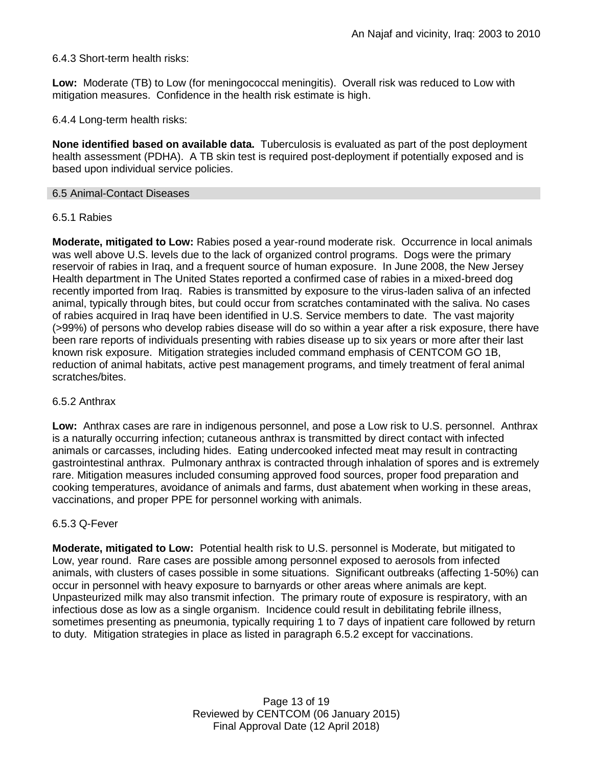6.4.3 Short-term health risks:

**Low:** Moderate (TB) to Low (for meningococcal meningitis). Overall risk was reduced to Low with mitigation measures. Confidence in the health risk estimate is high.

6.4.4 Long-term health risks:

**None identified based on available data.** Tuberculosis is evaluated as part of the post deployment health assessment (PDHA). A TB skin test is required post-deployment if potentially exposed and is based upon individual service policies.

## 6.5 Animal-Contact Diseases

### 6.5.1 Rabies

**Moderate, mitigated to Low:** Rabies posed a year-round moderate risk. Occurrence in local animals was well above U.S. levels due to the lack of organized control programs. Dogs were the primary reservoir of rabies in Iraq, and a frequent source of human exposure. In June 2008, the New Jersey Health department in The United States reported a confirmed case of rabies in a mixed-breed dog recently imported from Iraq. Rabies is transmitted by exposure to the virus-laden saliva of an infected animal, typically through bites, but could occur from scratches contaminated with the saliva. No cases of rabies acquired in Iraq have been identified in U.S. Service members to date. The vast majority (>99%) of persons who develop rabies disease will do so within a year after a risk exposure, there have been rare reports of individuals presenting with rabies disease up to six years or more after their last known risk exposure. Mitigation strategies included command emphasis of CENTCOM GO 1B, reduction of animal habitats, active pest management programs, and timely treatment of feral animal scratches/bites.

### 6.5.2 Anthrax

**Low:** Anthrax cases are rare in indigenous personnel, and pose a Low risk to U.S. personnel. Anthrax is a naturally occurring infection; cutaneous anthrax is transmitted by direct contact with infected animals or carcasses, including hides. Eating undercooked infected meat may result in contracting gastrointestinal anthrax. Pulmonary anthrax is contracted through inhalation of spores and is extremely rare. Mitigation measures included consuming approved food sources, proper food preparation and cooking temperatures, avoidance of animals and farms, dust abatement when working in these areas, vaccinations, and proper PPE for personnel working with animals.

### 6.5.3 Q-Fever

**Moderate, mitigated to Low:** Potential health risk to U.S. personnel is Moderate, but mitigated to Low, year round. Rare cases are possible among personnel exposed to aerosols from infected animals, with clusters of cases possible in some situations. Significant outbreaks (affecting 1-50%) can occur in personnel with heavy exposure to barnyards or other areas where animals are kept. Unpasteurized milk may also transmit infection. The primary route of exposure is respiratory, with an infectious dose as low as a single organism. Incidence could result in debilitating febrile illness, sometimes presenting as pneumonia, typically requiring 1 to 7 days of inpatient care followed by return to duty. Mitigation strategies in place as listed in paragraph 6.5.2 except for vaccinations.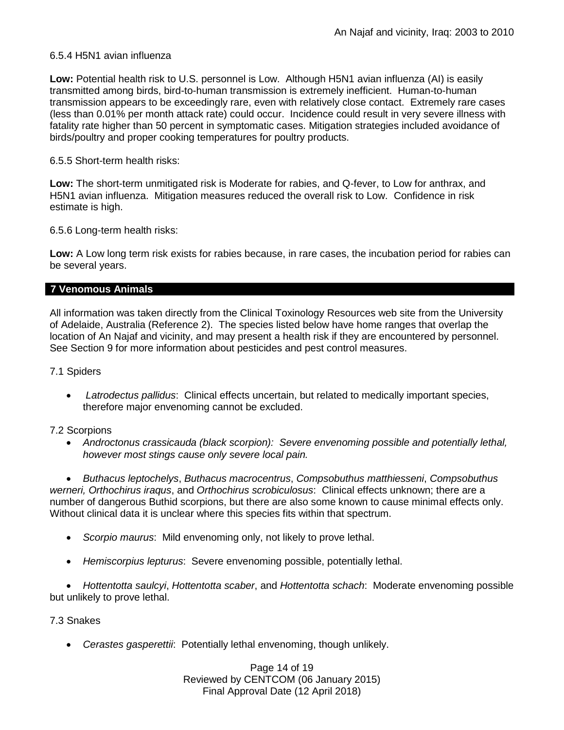6.5.4 H5N1 avian influenza

**Low:** Potential health risk to U.S. personnel is Low. Although H5N1 avian influenza (AI) is easily transmitted among birds, bird-to-human transmission is extremely inefficient. Human-to-human transmission appears to be exceedingly rare, even with relatively close contact. Extremely rare cases (less than 0.01% per month attack rate) could occur. Incidence could result in very severe illness with fatality rate higher than 50 percent in symptomatic cases. Mitigation strategies included avoidance of birds/poultry and proper cooking temperatures for poultry products.

6.5.5 Short-term health risks:

**Low:** The short-term unmitigated risk is Moderate for rabies, and Q-fever, to Low for anthrax, and H5N1 avian influenza. Mitigation measures reduced the overall risk to Low. Confidence in risk estimate is high.

6.5.6 Long-term health risks:

**Low:** A Low long term risk exists for rabies because, in rare cases, the incubation period for rabies can be several years.

## 7 Venomous Animals

All information was taken directly from the Clinical Toxinology Resources web site from the University of Adelaide, Australia (Reference 2). The species listed below have home ranges that overlap the location of An Najaf and vicinity, and may present a health risk if they are encountered by personnel. See Section 9 for more information about pesticides and pest control measures.

7.1 Spiders

- *Latrodectus pallidus*: Clinical effects uncertain, but related to medically important species, therefore major envenoming cannot be excluded.

7.2 Scorpions

- *Androctonus crassicauda (black scorpion): Severe envenoming possible and potentially lethal, however most stings cause only severe local pain.*
- *Buthacus leptochelys*, *Buthacus macrocentrus*, *Compsobuthus matthiesseni*, *Compsobuthus werneri, Orthochirus iraqus*, and *Orthochirus scrobiculosus*: Clinical effects unknown; there are a number of dangerous Buthid scorpions, but there are also some known to cause minimal effects only. Without clinical data it is unclear where this species fits within that spectrum.
- *Scorpio maurus*: Mild envenoming only, not likely to prove lethal.
- *Hemiscorpius lepturus*: Severe envenoming possible, potentially lethal.
- *Hottentotta saulcyi*, *Hottentotta scaber*, and *Hottentotta schach*: Moderate envenoming possible but unlikely to prove lethal.

7.3 Snakes

- *Cerastes gasperettii*: Potentially lethal envenoming, though unlikely.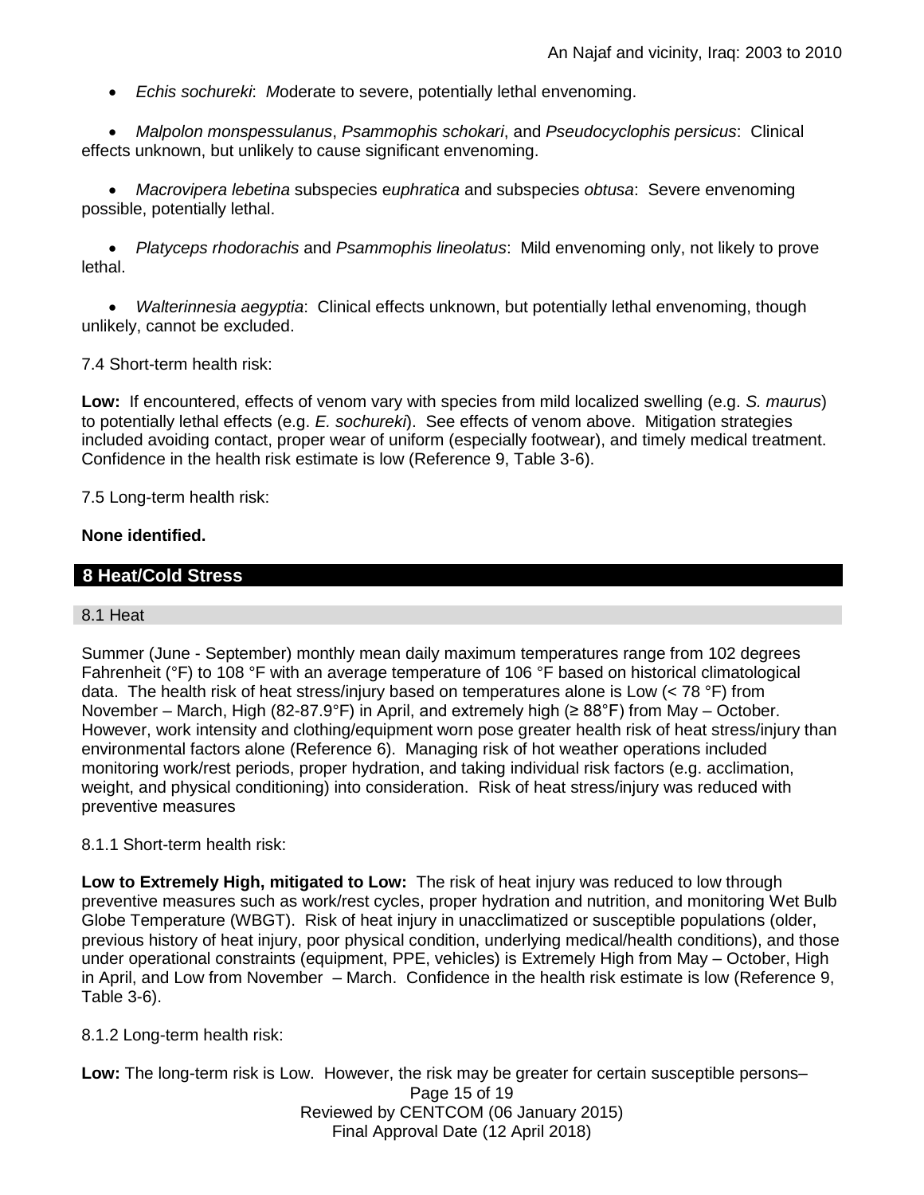- *Echis sochureki*: *M*oderate to severe, potentially lethal envenoming.

- *Malpolon monspessulanus*, *Psammophis schokari*, and *Pseudocyclophis persicus*: Clinical effects unknown, but unlikely to cause significant envenoming.

- *Macrovipera lebetina* subspecies e*uphratica* and subspecies *obtusa*: Severe envenoming possible, potentially lethal.

- *Platyceps rhodorachis* and *Psammophis lineolatus*: Mild envenoming only, not likely to prove lethal.

- *Walterinnesia aegyptia*: Clinical effects unknown, but potentially lethal envenoming, though unlikely, cannot be excluded.

7.4 Short-term health risk:

**Low:** If encountered, effects of venom vary with species from mild localized swelling (e.g. *S. maurus*) to potentially lethal effects (e.g. *E. sochureki*). See effects of venom above. Mitigation strategies included avoiding contact, proper wear of uniform (especially footwear), and timely medical treatment. Confidence in the health risk estimate is low (Reference 9, Table 3-6).

7.5 Long-term health risk:

**None identified.**

## 8 Heat/Cold Stress

### 8.1 Heat

Summer (June - September) monthly mean daily maximum temperatures range from 102 degrees Fahrenheit (°F) to 108 °F with an average temperature of 106 °F based on historical climatological data. The health risk of heat stress/injury based on temperatures alone is Low (< 78 °F) from November – March, High (82-87.9°F) in April, and extremely high (≥ 88°F) from May – October. However, work intensity and clothing/equipment worn pose greater health risk of heat stress/injury than environmental factors alone (Reference 6). Managing risk of hot weather operations included monitoring work/rest periods, proper hydration, and taking individual risk factors (e.g. acclimation, weight, and physical conditioning) into consideration. Risk of heat stress/injury was reduced with preventive measures

8.1.1 Short-term health risk:

**Low to Extremely High, mitigated to Low:** The risk of heat injury was reduced to low through preventive measures such as work/rest cycles, proper hydration and nutrition, and monitoring Wet Bulb Globe Temperature (WBGT). Risk of heat injury in unacclimatized or susceptible populations (older, previous history of heat injury, poor physical condition, underlying medical/health conditions), and those under operational constraints (equipment, PPE, vehicles) is Extremely High from May – October, High in April, and Low from November – March. Confidence in the health risk estimate is low (Reference 9, Table 3-6).

8.1.2 Long-term health risk:

**Low:** The long-term risk is Low. However, the risk may be greater for certain susceptible persons–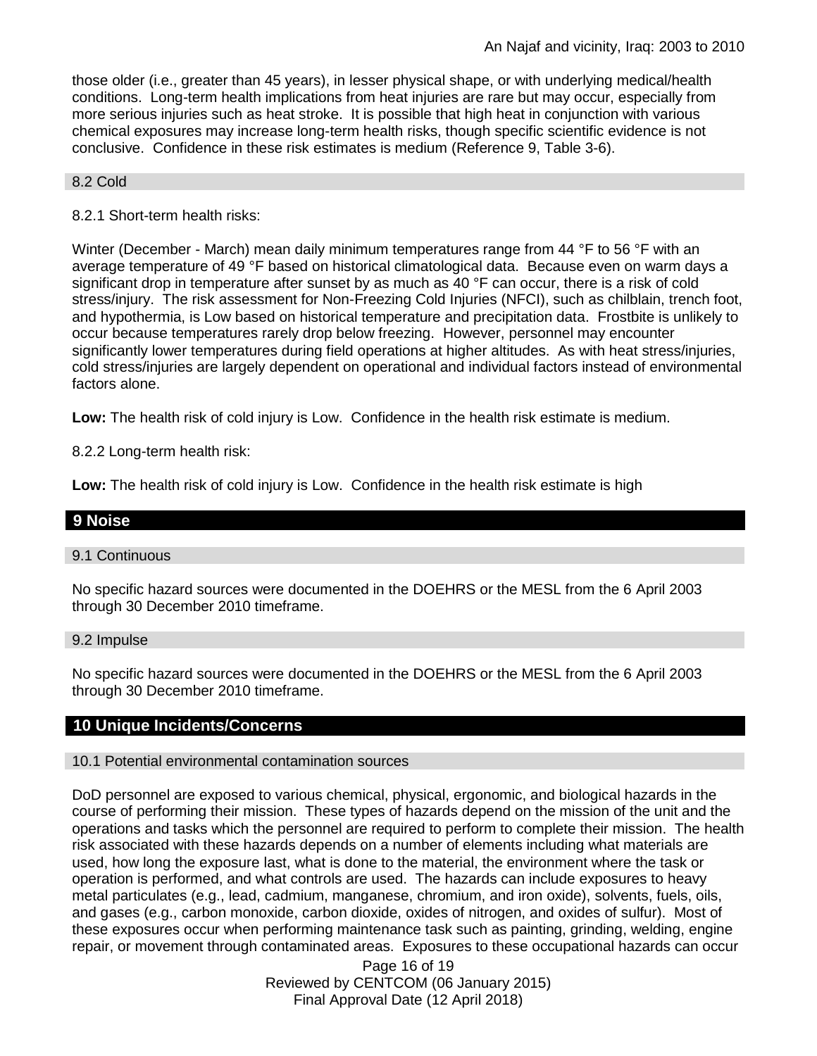those older (i.e., greater than 45 years), in lesser physical shape, or with underlying medical/health conditions. Long-term health implications from heat injuries are rare but may occur, especially from more serious injuries such as heat stroke. It is possible that high heat in conjunction with various chemical exposures may increase long-term health risks, though specific scientific evidence is not conclusive. Confidence in these risk estimates is medium (Reference 9, Table 3-6).

### 8.2 Cold

8.2.1 Short-term health risks:

Winter (December - March) mean daily minimum temperatures range from 44 °F to 56 °F with an average temperature of 49 °F based on historical climatological data. Because even on warm days a significant drop in temperature after sunset by as much as 40 °F can occur, there is a risk of cold stress/injury. The risk assessment for Non-Freezing Cold Injuries (NFCI), such as chilblain, trench foot, and hypothermia, is Low based on historical temperature and precipitation data. Frostbite is unlikely to occur because temperatures rarely drop below freezing. However, personnel may encounter significantly lower temperatures during field operations at higher altitudes. As with heat stress/injuries, cold stress/injuries are largely dependent on operational and individual factors instead of environmental factors alone.

**Low:** The health risk of cold injury is Low. Confidence in the health risk estimate is medium.

8.2.2 Long-term health risk:

**Low:** The health risk of cold injury is Low. Confidence in the health risk estimate is high

## 9 Noise

### 9.1 Continuous

No specific hazard sources were documented in the DOEHRS or the MESL from the 6 April 2003 through 30 December 2010 timeframe.

### 9.2 Impulse

No specific hazard sources were documented in the DOEHRS or the MESL from the 6 April 2003 through 30 December 2010 timeframe.

## 10 Unique Incidents/Concerns

### 10.1 Potential environmental contamination sources

DoD personnel are exposed to various chemical, physical, ergonomic, and biological hazards in the course of performing their mission. These types of hazards depend on the mission of the unit and the operations and tasks which the personnel are required to perform to complete their mission. The health risk associated with these hazards depends on a number of elements including what materials are used, how long the exposure last, what is done to the material, the environment where the task or operation is performed, and what controls are used. The hazards can include exposures to heavy metal particulates (e.g., lead, cadmium, manganese, chromium, and iron oxide), solvents, fuels, oils, and gases (e.g., carbon monoxide, carbon dioxide, oxides of nitrogen, and oxides of sulfur). Most of these exposures occur when performing maintenance task such as painting, grinding, welding, engine repair, or movement through contaminated areas. Exposures to these occupational hazards can occur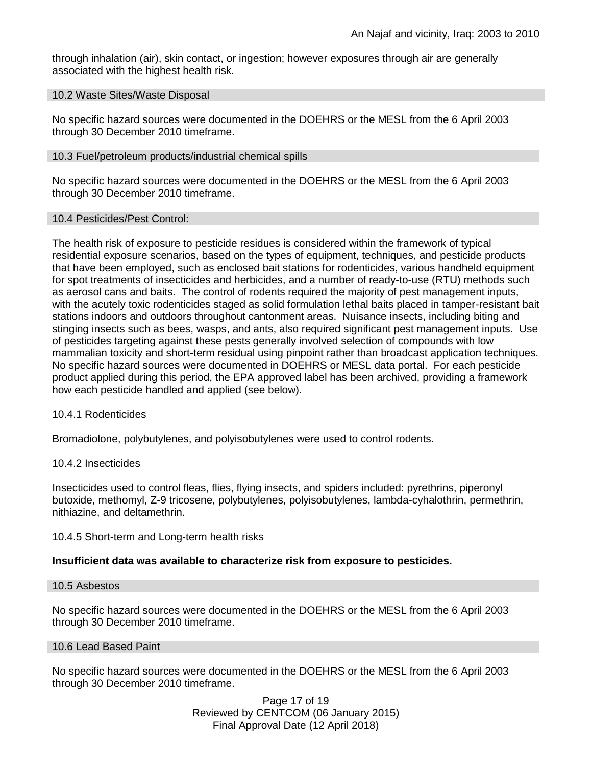through inhalation (air), skin contact, or ingestion; however exposures through air are generally associated with the highest health risk.

### 10.2 Waste Sites/Waste Disposal

No specific hazard sources were documented in the DOEHRS or the MESL from the 6 April 2003 through 30 December 2010 timeframe.

### 10.3 Fuel/petroleum products/industrial chemical spills

No specific hazard sources were documented in the DOEHRS or the MESL from the 6 April 2003 through 30 December 2010 timeframe.

### 10.4 Pesticides/Pest Control:

The health risk of exposure to pesticide residues is considered within the framework of typical residential exposure scenarios, based on the types of equipment, techniques, and pesticide products that have been employed, such as enclosed bait stations for rodenticides, various handheld equipment for spot treatments of insecticides and herbicides, and a number of ready-to-use (RTU) methods such as aerosol cans and baits. The control of rodents required the majority of pest management inputs, with the acutely toxic rodenticides staged as solid formulation lethal baits placed in tamper-resistant bait stations indoors and outdoors throughout cantonment areas. Nuisance insects, including biting and stinging insects such as bees, wasps, and ants, also required significant pest management inputs. Use of pesticides targeting against these pests generally involved selection of compounds with low mammalian toxicity and short-term residual using pinpoint rather than broadcast application techniques. No specific hazard sources were documented in DOEHRS or MESL data portal. For each pesticide product applied during this period, the EPA approved label has been archived, providing a framework how each pesticide handled and applied (see below).

#### 10.4.1 Rodenticides

Bromadiolone, polybutylenes, and polyisobutylenes were used to control rodents.

#### 10.4.2 Insecticides

Insecticides used to control fleas, flies, flying insects, and spiders included: pyrethrins, piperonyl butoxide, methomyl, Z-9 tricosene, polybutylenes, polyisobutylenes, lambda-cyhalothrin, permethrin, nithiazine, and deltamethrin.

#### 10.4.5 Short-term and Long-term health risks

**Insufficient data was available to characterize risk from exposure to pesticides.**

### 10.5 Asbestos

No specific hazard sources were documented in the DOEHRS or the MESL from the 6 April 2003 through 30 December 2010 timeframe.

### 10.6 Lead Based Paint

No specific hazard sources were documented in the DOEHRS or the MESL from the 6 April 2003 through 30 December 2010 timeframe.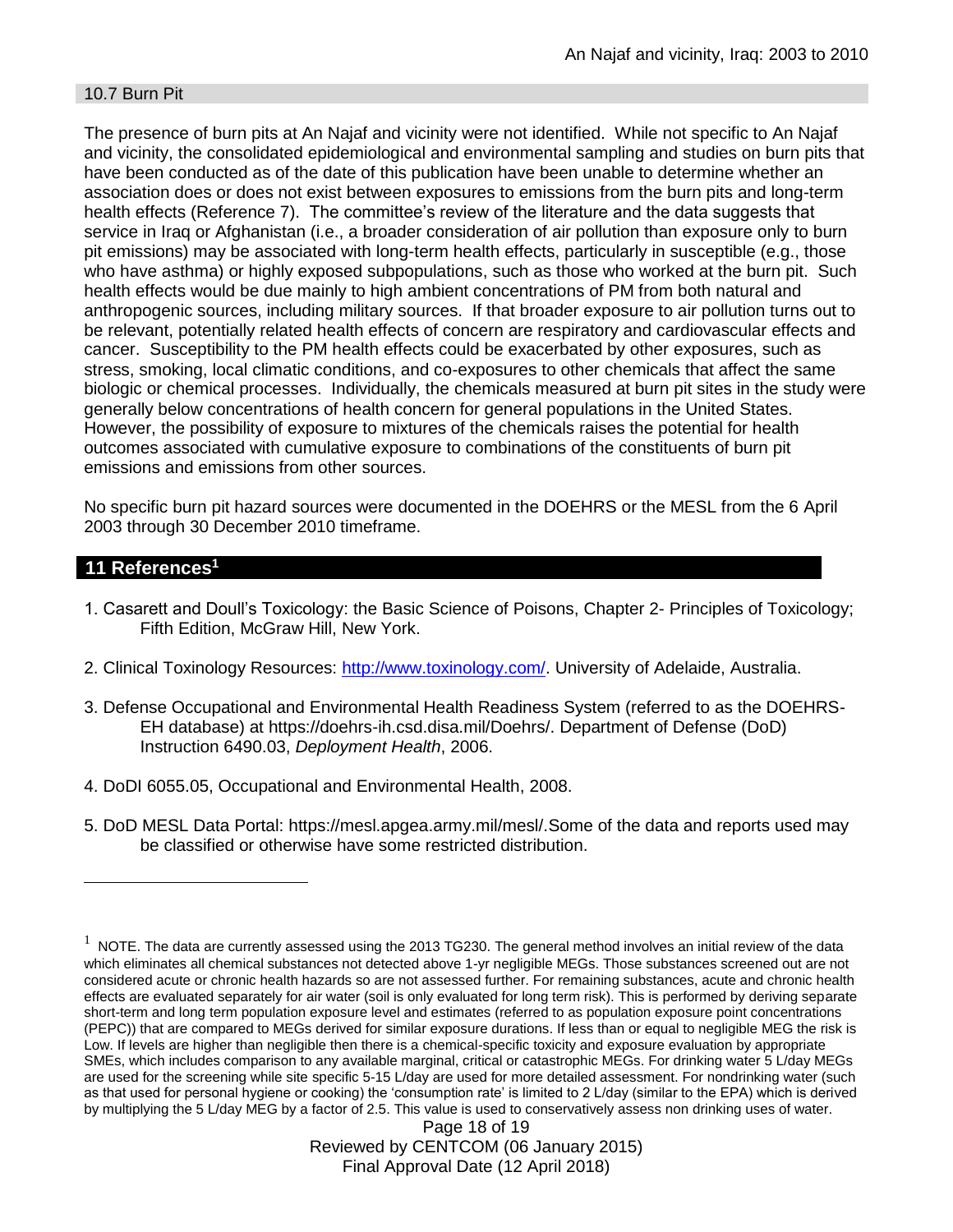### 10.7 Burn Pit

The presence of burn pits at An Najaf and vicinity were not identified. While not specific to An Najaf and vicinity, the consolidated epidemiological and environmental sampling and studies on burn pits that have been conducted as of the date of this publication have been unable to determine whether an association does or does not exist between exposures to emissions from the burn pits and long-term health effects (Reference 7). The committee's review of the literature and the data suggests that service in Iraq or Afghanistan (i.e., a broader consideration of air pollution than exposure only to burn pit emissions) may be associated with long-term health effects, particularly in susceptible (e.g., those who have asthma) or highly exposed subpopulations, such as those who worked at the burn pit. Such health effects would be due mainly to high ambient concentrations of PM from both natural and anthropogenic sources, including military sources. If that broader exposure to air pollution turns out to be relevant, potentially related health effects of concern are respiratory and cardiovascular effects and cancer. Susceptibility to the PM health effects could be exacerbated by other exposures, such as stress, smoking, local climatic conditions, and co-exposures to other chemicals that affect the same biologic or chemical processes. Individually, the chemicals measured at burn pit sites in the study were generally below concentrations of health concern for general populations in the United States. However, the possibility of exposure to mixtures of the chemicals raises the potential for health outcomes associated with cumulative exposure to combinations of the constituents of burn pit emissions and emissions from other sources.

No specific burn pit hazard sources were documented in the DOEHRS or the MESL from the 6 April 2003 through 30 December 2010 timeframe.

## 11 References[1]

1. Casarett and Doull's Toxicology: the Basic Science of Poisons, Chapter 2- Principles of Toxicology; Fifth Edition, McGraw Hill, New York.

2. Clinical Toxinology Resources: http://www.toxinology.com/. University of Adelaide, Australia.

3. Defense Occupational and Environmental Health Readiness System (referred to as the DOEHRS-EH database) at https://doehrs-ih.csd.disa.mil/Doehrs/. Department of Defense (DoD) Instruction 6490.03, *Deployment Health*, 2006.

4. DoDI 6055.05, Occupational and Environmental Health, 2008.

5. DoD MESL Data Portal: https://mesl.apgea.army.mil/mesl/.Some of the data and reports used may be classified or otherwise have some restricted distribution.

---

[1] NOTE. The data are currently assessed using the 2013 TG230. The general method involves an initial review of the data which eliminates all chemical substances not detected above 1-yr negligible MEGs. Those substances screened out are not considered acute or chronic health hazards so are not assessed further. For remaining substances, acute and chronic health effects are evaluated separately for air water (soil is only evaluated for long term risk). This is performed by deriving separate short-term and long term population exposure level and estimates (referred to as population exposure point concentrations (PEPC)) that are compared to MEGs derived for similar exposure durations. If less than or equal to negligible MEG the risk is Low. If levels are higher than negligible then there is a chemical-specific toxicity and exposure evaluation by appropriate SMEs, which includes comparison to any available marginal, critical or catastrophic MEGs. For drinking water 5 L/day MEGs are used for the screening while site specific 5-15 L/day are used for more detailed assessment. For nondrinking water (such as that used for personal hygiene or cooking) the 'consumption rate' is limited to 2 L/day (similar to the EPA) which is derived by multiplying the 5 L/day MEG by a factor of 2.5. This value is used to conservatively assess non drinking uses of water.

Reviewed by CENTCOM (06 January 2015)
Final Approval Date (12 April 2018)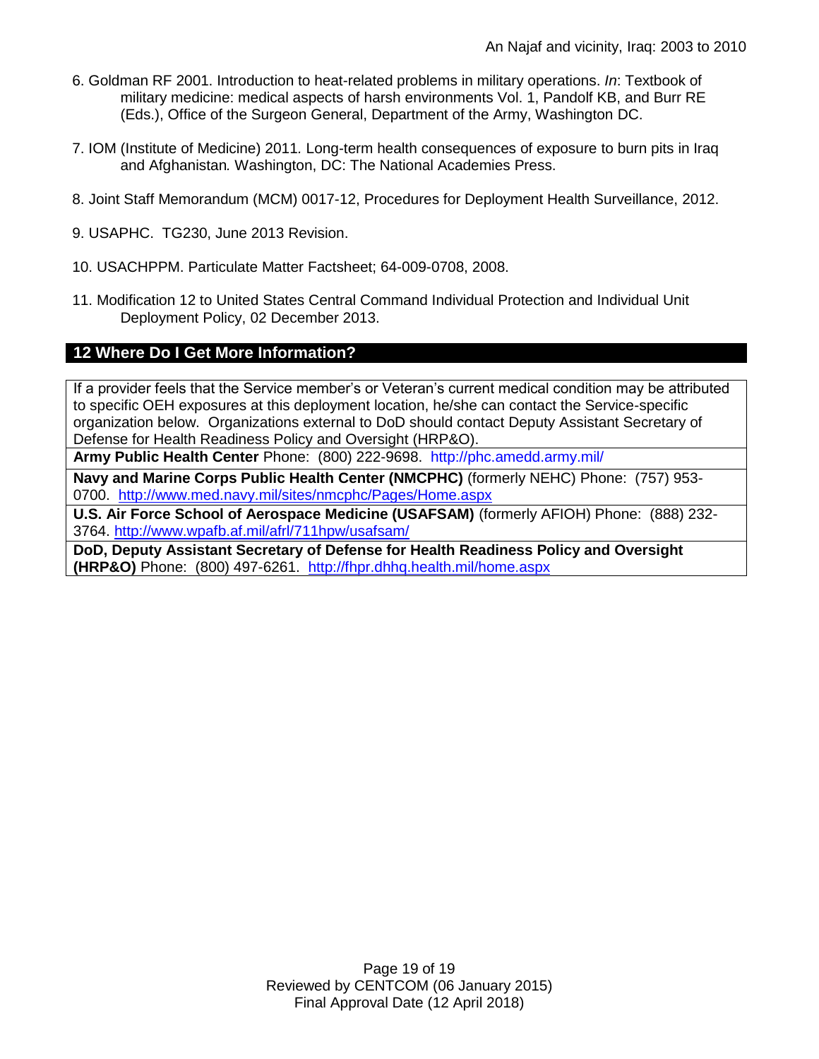6. Goldman RF 2001. Introduction to heat-related problems in military operations. *In*: Textbook of military medicine: medical aspects of harsh environments Vol. 1, Pandolf KB, and Burr RE (Eds.), Office of the Surgeon General, Department of the Army, Washington DC.

7. IOM (Institute of Medicine) 2011. Long-term health consequences of exposure to burn pits in Iraq and Afghanistan*.* Washington, DC: The National Academies Press.

8. Joint Staff Memorandum (MCM) 0017-12, Procedures for Deployment Health Surveillance, 2012.

9. USAPHC. TG230, June 2013 Revision.

10. USACHPPM. Particulate Matter Factsheet; 64-009-0708, 2008.

11. Modification 12 to United States Central Command Individual Protection and Individual Unit Deployment Policy, 02 December 2013.

## 12 Where Do I Get More Information?

| |
|---|
| If a provider feels that the Service member's or Veteran's current medical condition may be attributed to specific OEH exposures at this deployment location, he/she can contact the Service-specific organization below. Organizations external to DoD should contact Deputy Assistant Secretary of Defense for Health Readiness Policy and Oversight (HRP&O). |
| **Army Public Health Center** Phone: (800) 222-9698. http://phc.amedd.army.mil/ |
| **Navy and Marine Corps Public Health Center (NMCPHC)** (formerly NEHC) Phone: (757) 953-0700. http://www.med.navy.mil/sites/nmcphc/Pages/Home.aspx |
| **U.S. Air Force School of Aerospace Medicine (USAFSAM)** (formerly AFIOH) Phone: (888) 232-3764. http://www.wpafb.af.mil/afrl/711hpw/usafsam/ |
| **DoD, Deputy Assistant Secretary of Defense for Health Readiness Policy and Oversight (HRP&O)** Phone: (800) 497-6261. http://fhpr.dhhq.health.mil/home.aspx |

Reviewed by CENTCOM (06 January 2015)
Final Approval Date (12 April 2018)